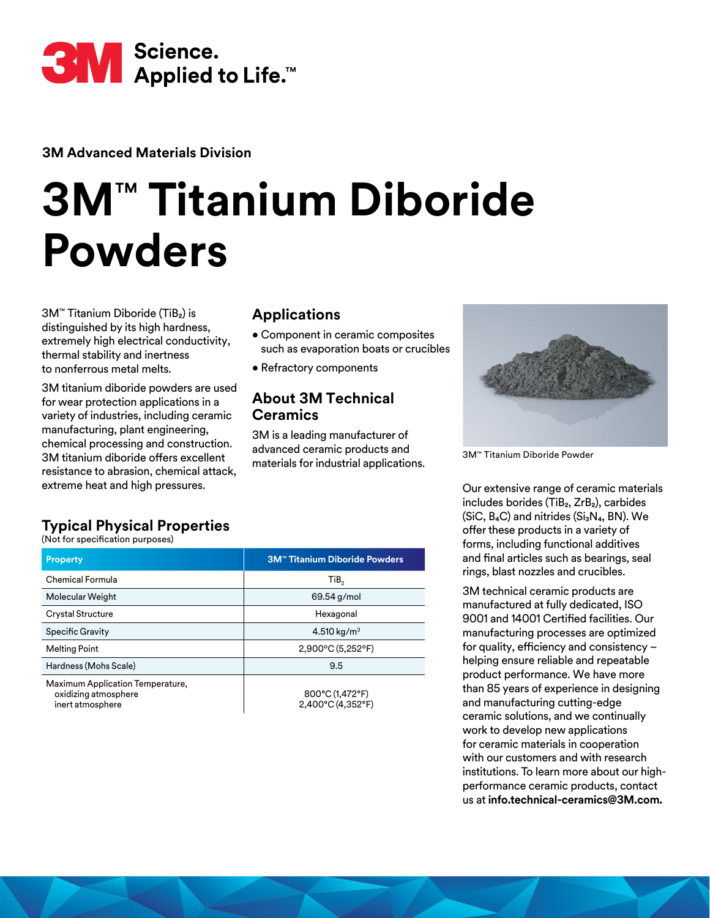3M Science. Applied to Life.™

**3M Advanced Materials Division**

# 3M™ Titanium Diboride Powders

3M™ Titanium Diboride ($TiB_2$) is distinguished by its high hardness, extremely high electrical conductivity, thermal stability and inertness to nonferrous metal melts.

3M titanium diboride powders are used for wear protection applications in a variety of industries, including ceramic manufacturing, plant engineering, chemical processing and construction. 3M titanium diboride offers excellent resistance to abrasion, chemical attack, extreme heat and high pressures.

## Applications

- Component in ceramic composites such as evaporation boats or crucibles
- Refractory components

## About 3M Technical Ceramics

3M is a leading manufacturer of advanced ceramic products and materials for industrial applications.

3M™ Titanium Diboride Powder

Our extensive range of ceramic materials includes borides ($TiB_2$, $ZrB_2$), carbides ($SiC$, $B_4C$) and nitrides ($Si_3N_4$, BN). We offer these products in a variety of forms, including functional additives and final articles such as bearings, seal rings, blast nozzles and crucibles.

3M technical ceramic products are manufactured at fully dedicated, ISO 9001 and 14001 Certified facilities. Our manufacturing processes are optimized for quality, efficiency and consistency – helping ensure reliable and repeatable product performance. We have more than 85 years of experience in designing and manufacturing cutting-edge ceramic solutions, and we continually work to develop new applications for ceramic materials in cooperation with our customers and with research institutions. To learn more about our high-performance ceramic products, contact us at **info.technical-ceramics@3M.com.**

## Typical Physical Properties

(Not for specification purposes)

| Property | 3M™ Titanium Diboride Powders |
|---|---|
| Chemical Formula | $TiB_2$ |
| Molecular Weight | 69.54 g/mol |
| Crystal Structure | Hexagonal |
| Specific Gravity | 4.510 kg/m$^3$ |
| Melting Point | 2,900°C (5,252°F) |
| Hardness (Mohs Scale) | 9.5 |
| Maximum Application Temperature, oxidizing atmosphere | 800°C (1,472°F) |
| Maximum Application Temperature, inert atmosphere | 2,400°C (4,352°F) |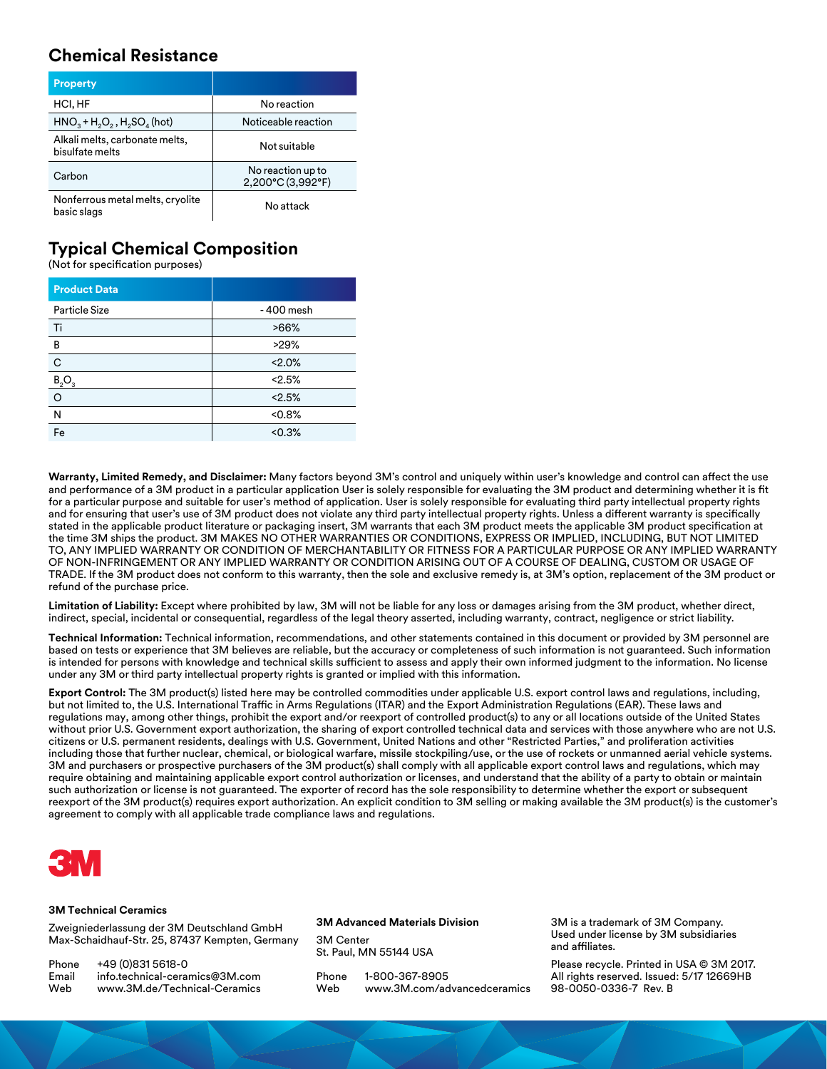## Chemical Resistance

| Property | |
|---|---|
| HCl, HF | No reaction |
| $HNO_3 + H_2O_2$ , $H_2SO_4$ (hot) | Noticeable reaction |
| Alkali melts, carbonate melts, bisulfate melts | Not suitable |
| Carbon | No reaction up to 2,200°C (3,992°F) |
| Nonferrous metal melts, cryolite basic slags | No attack |

## Typical Chemical Composition

(Not for specification purposes)

| Product Data | |
|---|---|
| Particle Size | - 400 mesh |
| Ti | >66% |
| B | >29% |
| C | <2.0% |
| $B_2O_3$ | <2.5% |
| O | <2.5% |
| N | <0.8% |
| Fe | <0.3% |

**Warranty, Limited Remedy, and Disclaimer:** Many factors beyond 3M's control and uniquely within user's knowledge and control can affect the use and performance of a 3M product in a particular application User is solely responsible for evaluating the 3M product and determining whether it is fit for a particular purpose and suitable for user's method of application. User is solely responsible for evaluating third party intellectual property rights and for ensuring that user's use of 3M product does not violate any third party intellectual property rights. Unless a different warranty is specifically stated in the applicable product literature or packaging insert, 3M warrants that each 3M product meets the applicable 3M product specification at the time 3M ships the product. 3M MAKES NO OTHER WARRANTIES OR CONDITIONS, EXPRESS OR IMPLIED, INCLUDING, BUT NOT LIMITED TO, ANY IMPLIED WARRANTY OR CONDITION OF MERCHANTABILITY OR FITNESS FOR A PARTICULAR PURPOSE OR ANY IMPLIED WARRANTY OF NON-INFRINGEMENT OR ANY IMPLIED WARRANTY OR CONDITION ARISING OUT OF A COURSE OF DEALING, CUSTOM OR USAGE OF TRADE. If the 3M product does not conform to this warranty, then the sole and exclusive remedy is, at 3M's option, replacement of the 3M product or refund of the purchase price.

**Limitation of Liability:** Except where prohibited by law, 3M will not be liable for any loss or damages arising from the 3M product, whether direct, indirect, special, incidental or consequential, regardless of the legal theory asserted, including warranty, contract, negligence or strict liability.

**Technical Information:** Technical information, recommendations, and other statements contained in this document or provided by 3M personnel are based on tests or experience that 3M believes are reliable, but the accuracy or completeness of such information is not guaranteed. Such information is intended for persons with knowledge and technical skills sufficient to assess and apply their own informed judgment to the information. No license under any 3M or third party intellectual property rights is granted or implied with this information.

**Export Control:** The 3M product(s) listed here may be controlled commodities under applicable U.S. export control laws and regulations, including, but not limited to, the U.S. International Traffic in Arms Regulations (ITAR) and the Export Administration Regulations (EAR). These laws and regulations may, among other things, prohibit the export and/or reexport of controlled product(s) to any or all locations outside of the United States without prior U.S. Government export authorization, the sharing of export controlled technical data and services with those anywhere who are not U.S. citizens or U.S. permanent residents, dealings with U.S. Government, United Nations and other "Restricted Parties," and proliferation activities including those that further nuclear, chemical, or biological warfare, missile stockpiling/use, or the use of rockets or unmanned aerial vehicle systems. 3M and purchasers or prospective purchasers of the 3M product(s) shall comply with all applicable export control laws and regulations, which may require obtaining and maintaining applicable export control authorization or licenses, and understand that the ability of a party to obtain or maintain such authorization or license is not guaranteed. The exporter of record has the sole responsibility to determine whether the export or subsequent reexport of the 3M product(s) requires export authorization. An explicit condition to 3M selling or making available the 3M product(s) is the customer's agreement to comply with all applicable trade compliance laws and regulations.

3M

**3M Technical Ceramics**

Zweigniederlassung der 3M Deutschland GmbH
Max-Schaidhauf-Str. 25, 87437 Kempten, Germany

Phone +49 (0)831 5618-0
Email info.technical-ceramics@3M.com
Web www.3M.de/Technical-Ceramics

**3M Advanced Materials Division**

3M Center
St. Paul, MN 55144 USA

Phone 1-800-367-8905
Web www.3M.com/advancedceramics

3M is a trademark of 3M Company.
Used under license by 3M subsidiaries and affiliates.

Please recycle. Printed in USA © 3M 2017.
All rights reserved. Issued: 5/17 12669HB
98-0050-0336-7 Rev. B